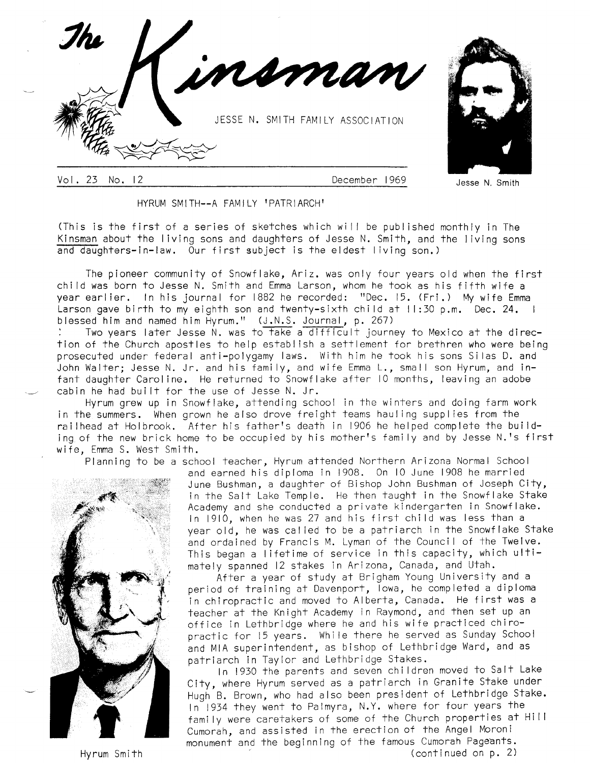# The Kinsman

JESSE N. SMITH FAMILY ASSOCIATION

Vol. 23 No. 12 — December 1969

Jesse N. Smith

## HYRUM SMITH--A FAMILY 'PATRIARCH'

(This is the first of a series of sketches which will be published monthly in The Kinsman about the living sons and daughters of Jesse N. Smith, and the living sons and daughters-in-law. Our first subject is the eldest living son.)

The pioneer community of Snowflake, Ariz. was only four years old when the first child was born to Jesse N. Smith and Emma Larson, whom he took as his fifth wife a year earlier. In his journal for 1882 he recorded: "Dec. 15. (Fri.) My wife Emma Larson gave birth to my eighth son and twenty-sixth child at 11:30 p.m. Dec. 24. I blessed him and named him Hyrum." (J.N.S. Journal, p. 267)

Two years later Jesse N. was to take a difficult journey to Mexico at the direction of the Church apostles to help establish a settlement for brethren who were being prosecuted under federal anti-polygamy laws. With him he took his sons Silas D. and John Walter; Jesse N. Jr. and his family, and wife Emma L., small son Hyrum, and infant daughter Caroline. He returned to Snowflake after 10 months, leaving an adobe cabin he had built for the use of Jesse N. Jr.

Hyrum grew up in Snowflake, attending school in the winters and doing farm work in the summers. When grown he also drove freight teams hauling supplies from the railhead at Holbrook. After his father's death in 1906 he helped complete the building of the new brick home to be occupied by his mother's family and by Jesse N.'s first wife, Emma S. West Smith.

Planning to be a school teacher, Hyrum attended Northern Arizona Normal School and earned his diploma in 1908. On 10 June 1908 he married June Bushman, a daughter of Bishop John Bushman of Joseph City, in the Salt Lake Temple. He then taught in the Snowflake Stake Academy and she conducted a private kindergarten in Snowflake. In 1910, when he was 27 and his first child was less than a year old, he was called to be a patriarch in the Snowflake Stake and ordained by Francis M. Lyman of the Council of the Twelve. This began a lifetime of service in this capacity, which ultimately spanned 12 stakes in Arizona, Canada, and Utah.

After a year of study at Brigham Young University and a period of training at Davenport, Iowa, he completed a diploma in chiropractic and moved to Alberta, Canada. He first was a teacher at the Knight Academy in Raymond, and then set up an office in Lethbridge where he and his wife practiced chiropractic for 15 years. While there he served as Sunday School and MIA superintendent, as bishop of Lethbridge Ward, and as patriarch in Taylor and Lethbridge Stakes.

In 1930 the parents and seven children moved to Salt Lake City, where Hyrum served as a patriarch in Granite Stake under Hugh B. Brown, who had also been president of Lethbridge Stake. In 1934 they went to Palmyra, N.Y. where for four years the family were caretakers of some of the Church properties at Hill Cumorah, and assisted in the erection of the Angel Moroni monument and the beginning of the famous Cumorah Pageants.

Hyrum Smith

(continued on p. 2)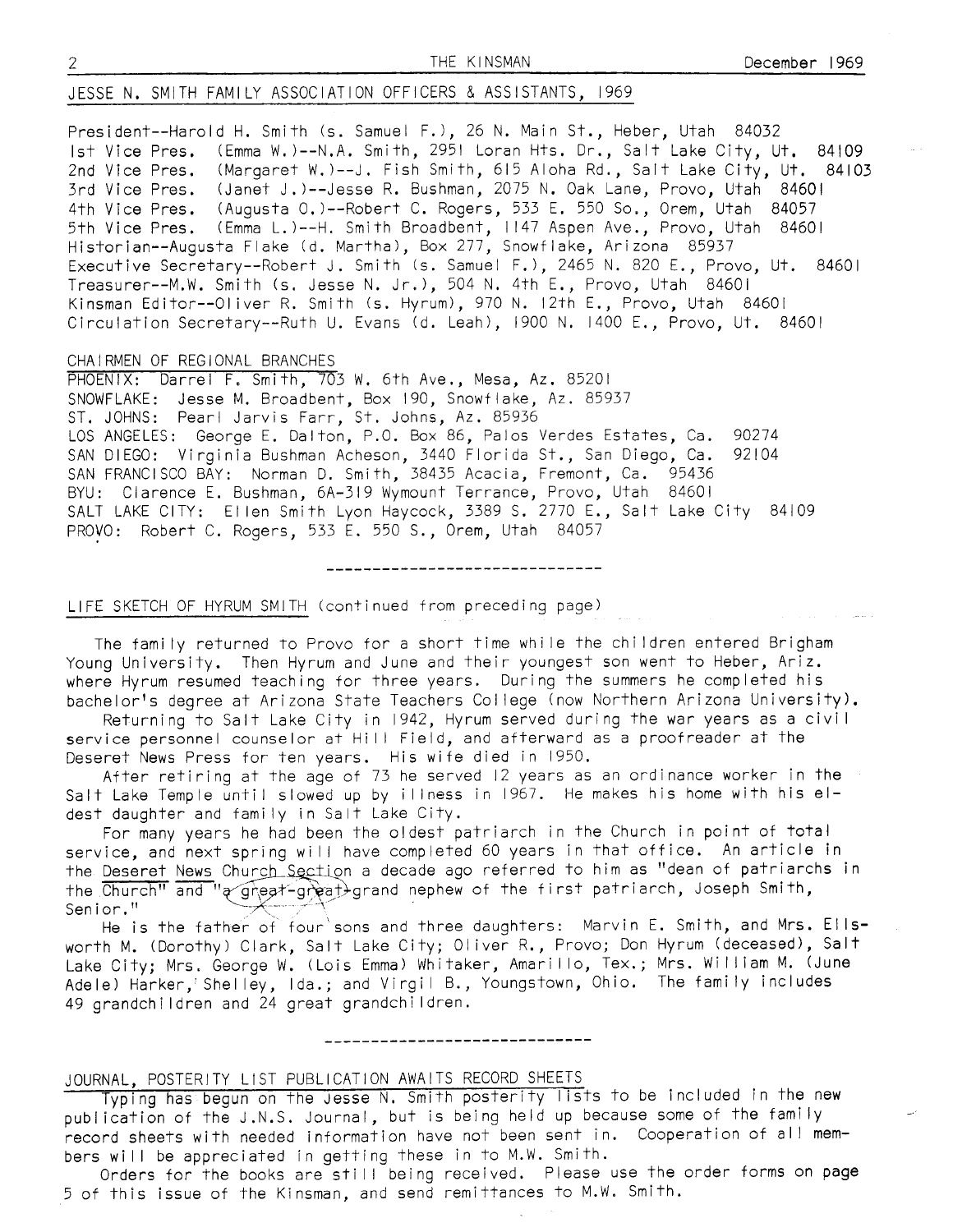## JESSE N. SMITH FAMILY ASSOCIATION OFFICERS & ASSISTANTS, 1969

President--Harold H. Smith (s. Samuel F.), 26 N. Main St., Heber, Utah 84032
1st Vice Pres. (Emma W.)--N.A. Smith, 2951 Loran Hts. Dr., Salt Lake City, Ut. 84109
2nd Vice Pres. (Margaret W.)--J. Fish Smith, 615 Aloha Rd., Salt Lake City, Ut. 84103
3rd Vice Pres. (Janet J.)--Jesse R. Bushman, 2075 N. Oak Lane, Provo, Utah 84601
4th Vice Pres. (Augusta O.)--Robert C. Rogers, 533 E. 550 So., Orem, Utah 84057
5th Vice Pres. (Emma L.)--H. Smith Broadbent, 1147 Aspen Ave., Provo, Utah 84601
Historian--Augusta Flake (d. Martha), Box 277, Snowflake, Arizona 85937
Executive Secretary--Robert J. Smith (s. Samuel F.), 2465 N. 820 E., Provo, Ut. 84601
Treasurer--M.W. Smith (s. Jesse N. Jr.), 504 N. 4th E., Provo, Utah 84601
Kinsman Editor--Oliver R. Smith (s. Hyrum), 970 N. 12th E., Provo, Utah 84601
Circulation Secretary--Ruth U. Evans (d. Leah), 1900 N. 1400 E., Provo, Ut. 84601

### CHAIRMEN OF REGIONAL BRANCHES

PHOENIX: Darrel F. Smith, 703 W. 6th Ave., Mesa, Az. 85201
SNOWFLAKE: Jesse M. Broadbent, Box 190, Snowflake, Az. 85937
ST. JOHNS: Pearl Jarvis Farr, St. Johns, Az. 85936
LOS ANGELES: George E. Dalton, P.O. Box 86, Palos Verdes Estates, Ca. 90274
SAN DIEGO: Virginia Bushman Acheson, 3440 Florida St., San Diego, Ca. 92104
SAN FRANCISCO BAY: Norman D. Smith, 38435 Acacia, Fremont, Ca. 95436
BYU: Clarence E. Bushman, 6A-319 Wymount Terrance, Provo, Utah 84601
SALT LAKE CITY: Ellen Smith Lyon Haycock, 3389 S. 2770 E., Salt Lake City 84109
PROVO: Robert C. Rogers, 533 E. 550 S., Orem, Utah 84057

---

## LIFE SKETCH OF HYRUM SMITH (continued from preceding page)

The family returned to Provo for a short time while the children entered Brigham Young University. Then Hyrum and June and their youngest son went to Heber, Ariz. where Hyrum resumed teaching for three years. During the summers he completed his bachelor's degree at Arizona State Teachers College (now Northern Arizona University).

Returning to Salt Lake City in 1942, Hyrum served during the war years as a civil service personnel counselor at Hill Field, and afterward as a proofreader at the Deseret News Press for ten years. His wife died in 1950.

After retiring at the age of 73 he served 12 years as an ordinance worker in the Salt Lake Temple until slowed up by illness in 1967. He makes his home with his eldest daughter and family in Salt Lake City.

For many years he had been the oldest patriarch in the Church in point of total service, and next spring will have completed 60 years in that office. An article in the Deseret News Church Section a decade ago referred to him as "dean of patriarchs in the Church" and "a great-great-grand nephew of the first patriarch, Joseph Smith, Senior."

He is the father of four sons and three daughters: Marvin E. Smith, and Mrs. Ellsworth M. (Dorothy) Clark, Salt Lake City; Oliver R., Provo; Don Hyrum (deceased), Salt Lake City; Mrs. George W. (Lois Emma) Whitaker, Amarillo, Tex.; Mrs. William M. (June Adele) Harker, Shelley, Ida.; and Virgil B., Youngstown, Ohio. The family includes 49 grandchildren and 24 great grandchildren.

---

## JOURNAL, POSTERITY LIST PUBLICATION AWAITS RECORD SHEETS

Typing has begun on the Jesse N. Smith posterity lists to be included in the new publication of the J.N.S. Journal, but is being held up because some of the family record sheets with needed information have not been sent in. Cooperation of all members will be appreciated in getting these in to M.W. Smith.

Orders for the books are still being received. Please use the order forms on page 5 of this issue of the Kinsman, and send remittances to M.W. Smith.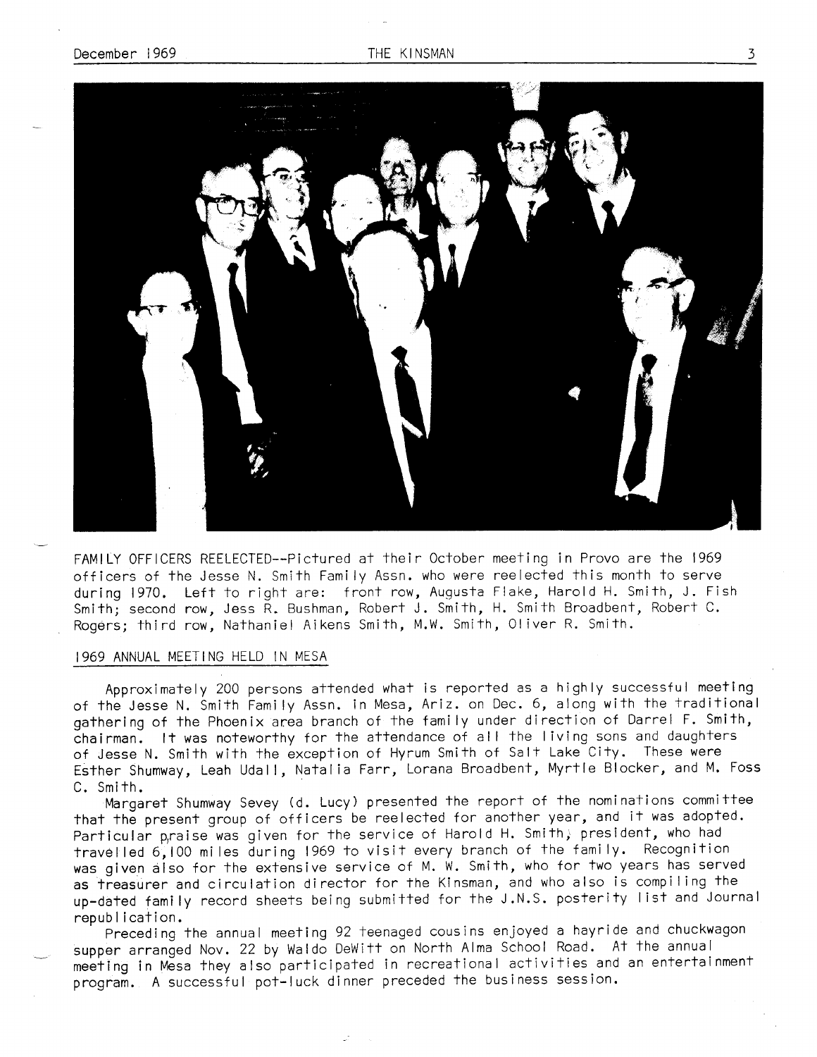FAMILY OFFICERS REELECTED--Pictured at their October meeting in Provo are the 1969 officers of the Jesse N. Smith Family Assn. who were reelected this month to serve during 1970. Left to right are: front row, Augusta Flake, Harold H. Smith, J. Fish Smith; second row, Jess R. Bushman, Robert J. Smith, H. Smith Broadbent, Robert C. Rogers; third row, Nathaniel Aikens Smith, M.W. Smith, Oliver R. Smith.

## 1969 ANNUAL MEETING HELD IN MESA

Approximately 200 persons attended what is reported as a highly successful meeting of the Jesse N. Smith Family Assn. in Mesa, Ariz. on Dec. 6, along with the traditional gathering of the Phoenix area branch of the family under direction of Darrel F. Smith, chairman. It was noteworthy for the attendance of all the living sons and daughters of Jesse N. Smith with the exception of Hyrum Smith of Salt Lake City. These were Esther Shumway, Leah Udall, Natalia Farr, Lorana Broadbent, Myrtle Blocker, and M. Foss C. Smith.

Margaret Shumway Sevey (d. Lucy) presented the report of the nominations committee that the present group of officers be reelected for another year, and it was adopted. Particular praise was given for the service of Harold H. Smith, president, who had travelled 6,100 miles during 1969 to visit every branch of the family. Recognition was given also for the extensive service of M. W. Smith, who for two years has served as treasurer and circulation director for the Kinsman, and who also is compiling the up-dated family record sheets being submitted for the J.N.S. posterity list and Journal republication.

Preceding the annual meeting 92 teenaged cousins enjoyed a hayride and chuckwagon supper arranged Nov. 22 by Waldo DeWitt on North Alma School Road. At the annual meeting in Mesa they also participated in recreational activities and an entertainment program. A successful pot-luck dinner preceded the business session.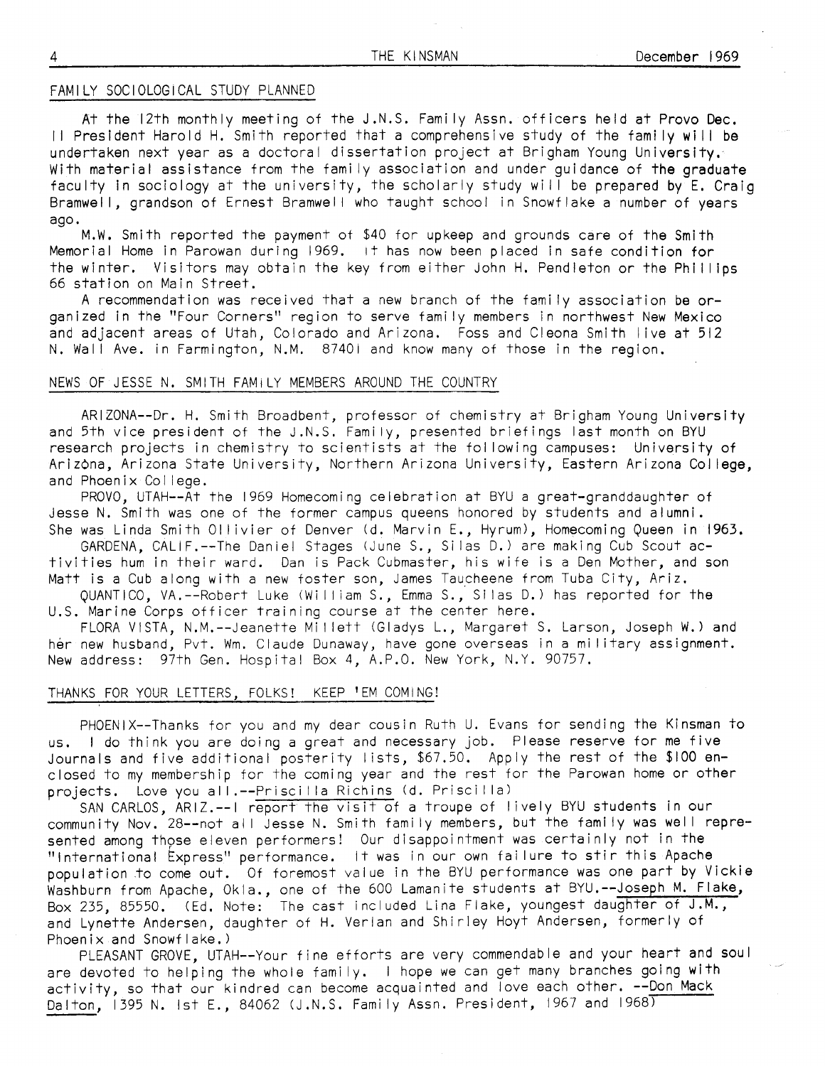## FAMILY SOCIOLOGICAL STUDY PLANNED

At the 12th monthly meeting of the J.N.S. Family Assn. officers held at Provo Dec. 11 President Harold H. Smith reported that a comprehensive study of the family will be undertaken next year as a doctoral dissertation project at Brigham Young University. With material assistance from the family association and under guidance of the graduate faculty in sociology at the university, the scholarly study will be prepared by E. Craig Bramwell, grandson of Ernest Bramwell who taught school in Snowflake a number of years ago.

M.W. Smith reported the payment of $40 for upkeep and grounds care of the Smith Memorial Home in Parowan during 1969. It has now been placed in safe condition for the winter. Visitors may obtain the key from either John H. Pendleton or the Phillips 66 station on Main Street.

A recommendation was received that a new branch of the family association be organized in the "Four Corners" region to serve family members in northwest New Mexico and adjacent areas of Utah, Colorado and Arizona. Foss and Cleona Smith live at 512 N. Wall Ave. in Farmington, N.M. 87401 and know many of those in the region.

## NEWS OF JESSE N. SMITH FAMILY MEMBERS AROUND THE COUNTRY

ARIZONA--Dr. H. Smith Broadbent, professor of chemistry at Brigham Young University and 5th vice president of the J.N.S. Family, presented briefings last month on BYU research projects in chemistry to scientists at the following campuses: University of Arizona, Arizona State University, Northern Arizona University, Eastern Arizona College, and Phoenix College.

PROVO, UTAH--At the 1969 Homecoming celebration at BYU a great-granddaughter of Jesse N. Smith was one of the former campus queens honored by students and alumni. She was Linda Smith Ollivier of Denver (d. Marvin E., Hyrum), Homecoming Queen in 1963.

GARDENA, CALIF.--The Daniel Stages (June S., Silas D.) are making Cub Scout activities hum in their ward. Dan is Pack Cubmaster, his wife is a Den Mother, and son Matt is a Cub along with a new foster son, James Taucheene from Tuba City, Ariz.

QUANTICO, VA.--Robert Luke (William S., Emma S., Silas D.) has reported for the U.S. Marine Corps officer training course at the center here.

FLORA VISTA, N.M.--Jeanette Millett (Gladys L., Margaret S. Larson, Joseph W.) and her new husband, Pvt. Wm. Claude Dunaway, have gone overseas in a military assignment. New address: 97th Gen. Hospital Box 4, A.P.O. New York, N.Y. 90757.

## THANKS FOR YOUR LETTERS, FOLKS! KEEP 'EM COMING!

PHOENIX--Thanks for you and my dear cousin Ruth U. Evans for sending the Kinsman to us. I do think you are doing a great and necessary job. Please reserve for me five Journals and five additional posterity lists, $67.50. Apply the rest of the $100 enclosed to my membership for the coming year and the rest for the Parowan home or other projects. Love you all.--Priscilla Richins (d. Priscilla)

SAN CARLOS, ARIZ.--I report the visit of a troupe of lively BYU students in our community Nov. 28--not all Jesse N. Smith family members, but the family was well represented among those eleven performers! Our disappointment was certainly not in the "International Express" performance. It was in our own failure to stir this Apache population to come out. Of foremost value in the BYU performance was one part by Vickie Washburn from Apache, Okla., one of the 600 Lamanite students at BYU.--Joseph M. Flake, Box 235, 85550. (Ed. Note: The cast included Lina Flake, youngest daughter of J.M., and Lynette Andersen, daughter of H. Verlan and Shirley Hoyt Andersen, formerly of Phoenix and Snowflake.)

PLEASANT GROVE, UTAH--Your fine efforts are very commendable and your heart and soul are devoted to helping the whole family. I hope we can get many branches going with activity, so that our kindred can become acquainted and love each other. --Don Mack Dalton, 1395 N. 1st E., 84062 (J.N.S. Family Assn. President, 1967 and 1968)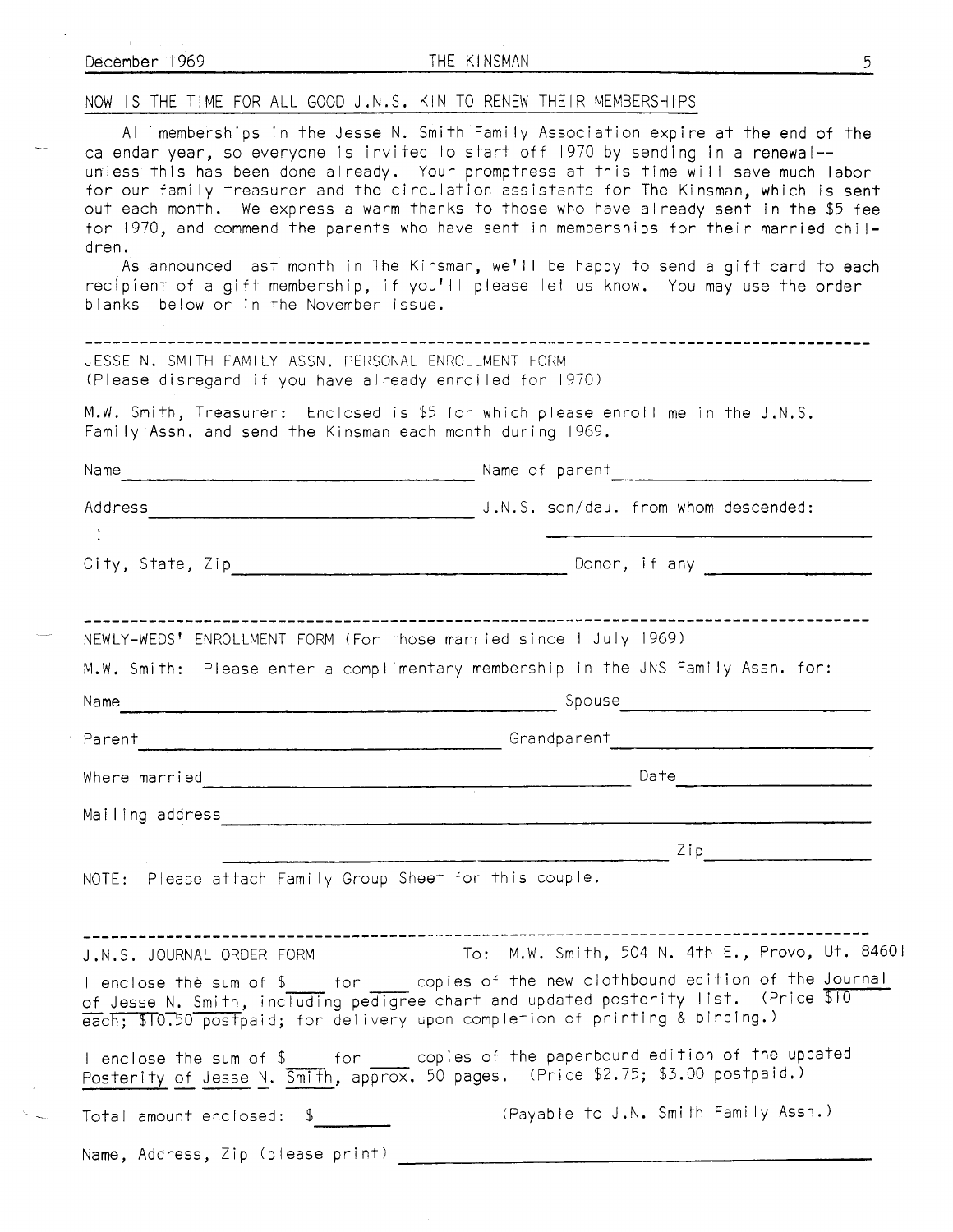## NOW IS THE TIME FOR ALL GOOD J.N.S. KIN TO RENEW THEIR MEMBERSHIPS

All memberships in the Jesse N. Smith Family Association expire at the end of the calendar year, so everyone is invited to start off 1970 by sending in a renewal-- unless this has been done already. Your promptness at this time will save much labor for our family treasurer and the circulation assistants for The Kinsman, which is sent out each month. We express a warm thanks to those who have already sent in the $5 fee for 1970, and commend the parents who have sent in memberships for their married children.

As announced last month in The Kinsman, we'll be happy to send a gift card to each recipient of a gift membership, if you'll please let us know. You may use the order blanks below or in the November issue.

---

JESSE N. SMITH FAMILY ASSN. PERSONAL ENROLLMENT FORM
(Please disregard if you have already enrolled for 1970)

M.W. Smith, Treasurer: Enclosed is $5 for which please enroll me in the J.N.S. Family Assn. and send the Kinsman each month during 1969.

Name ______________________ Name of parent ______________________

Address ______________________ J.N.S. son/dau. from whom descended:

______________________

City, State, Zip ______________________ Donor, if any ______________________

---

NEWLY-WEDS' ENROLLMENT FORM (For those married since 1 July 1969)

M.W. Smith: Please enter a complimentary membership in the JNS Family Assn. for:

Name ______________________ Spouse ______________________

Parent ______________________ Grandparent ______________________

Where married ______________________ Date ______________________

Mailing address ______________________

______________________ Zip ______________________

NOTE: Please attach Family Group Sheet for this couple.

---

J.N.S. JOURNAL ORDER FORM To: M.W. Smith, 504 N. 4th E., Provo, Ut. 84601

I enclose the sum of $____ for ____ copies of the new clothbound edition of the Journal of Jesse N. Smith, including pedigree chart and updated posterity list. (Price $10 each; $10.50 postpaid; for delivery upon completion of printing & binding.)

I enclose the sum of $____ for ____ copies of the paperbound edition of the updated Posterity of Jesse N. Smith, approx. 50 pages. (Price $2.75; $3.00 postpaid.)

Total amount enclosed: $________ (Payable to J.N. Smith Family Assn.)

Name, Address, Zip (please print) ______________________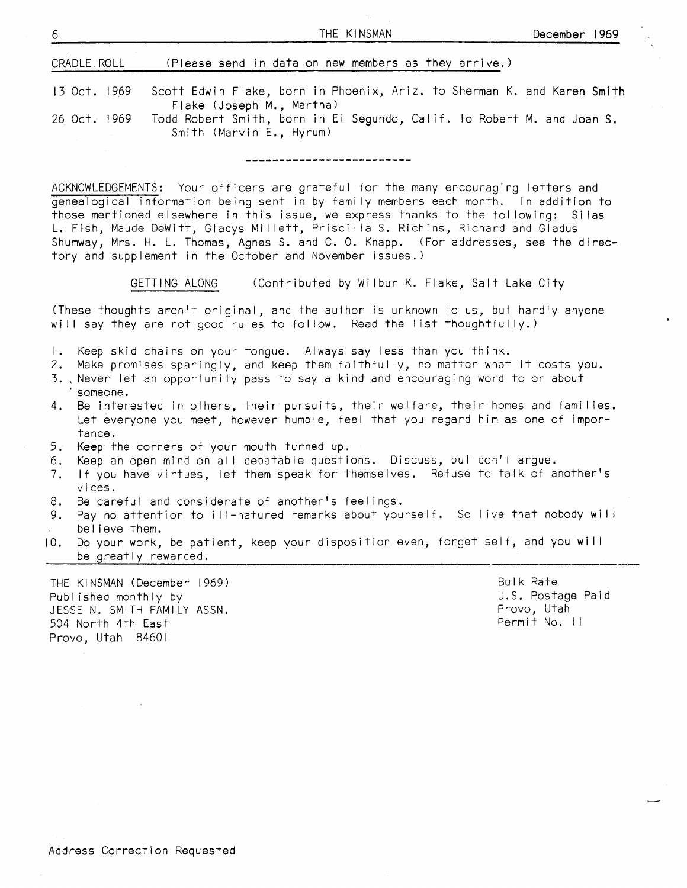CRADLE ROLL (Please send in data on new members as they arrive.)

13 Oct. 1969 Scott Edwin Flake, born in Phoenix, Ariz. to Sherman K. and Karen Smith Flake (Joseph M., Martha)

26 Oct. 1969 Todd Robert Smith, born in El Segundo, Calif. to Robert M. and Joan S. Smith (Marvin E., Hyrum)

---

ACKNOWLEDGEMENTS: Your officers are grateful for the many encouraging letters and genealogical information being sent in by family members each month. In addition to those mentioned elsewhere in this issue, we express thanks to the following: Silas L. Fish, Maude DeWitt, Gladys Millett, Priscilla S. Richins, Richard and Gladus Shumway, Mrs. H. L. Thomas, Agnes S. and C. O. Knapp. (For addresses, see the directory and supplement in the October and November issues.)

GETTING ALONG (Contributed by Wilbur K. Flake, Salt Lake City

(These thoughts aren't original, and the author is unknown to us, but hardly anyone will say they are not good rules to follow. Read the list thoughtfully.)

1. Keep skid chains on your tongue. Always say less than you think.
2. Make promises sparingly, and keep them faithfully, no matter what it costs you.
3. Never let an opportunity pass to say a kind and encouraging word to or about someone.
4. Be interested in others, their pursuits, their welfare, their homes and families. Let everyone you meet, however humble, feel that you regard him as one of importance.
5. Keep the corners of your mouth turned up.
6. Keep an open mind on all debatable questions. Discuss, but don't argue.
7. If you have virtues, let them speak for themselves. Refuse to talk of another's vices.
8. Be careful and considerate of another's feelings.
9. Pay no attention to ill-natured remarks about yourself. So live that nobody will believe them.
10. Do your work, be patient, keep your disposition even, forget self, and you will be greatly rewarded.

---

THE KINSMAN (December 1969)
Published monthly by
JESSE N. SMITH FAMILY ASSN.
504 North 4th East
Provo, Utah 84601

Bulk Rate
U.S. Postage Paid
Provo, Utah
Permit No. 11

Address Correction Requested